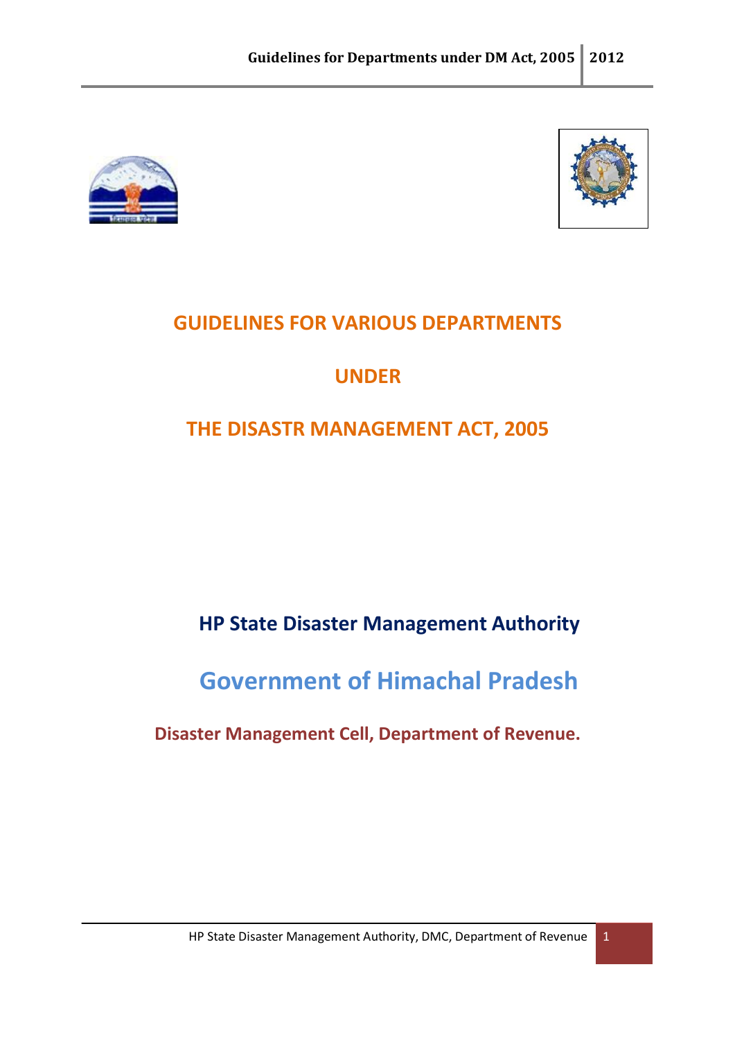# GUIDELINES FOR VARIOUS DEPARTMENTS

# UNDER

# THE DISASTR MANAGEMENT ACT, 2005

**HP State Disaster Management Authority**

## Government of Himachal Pradesh

**Disaster Management Cell, Department of Revenue.**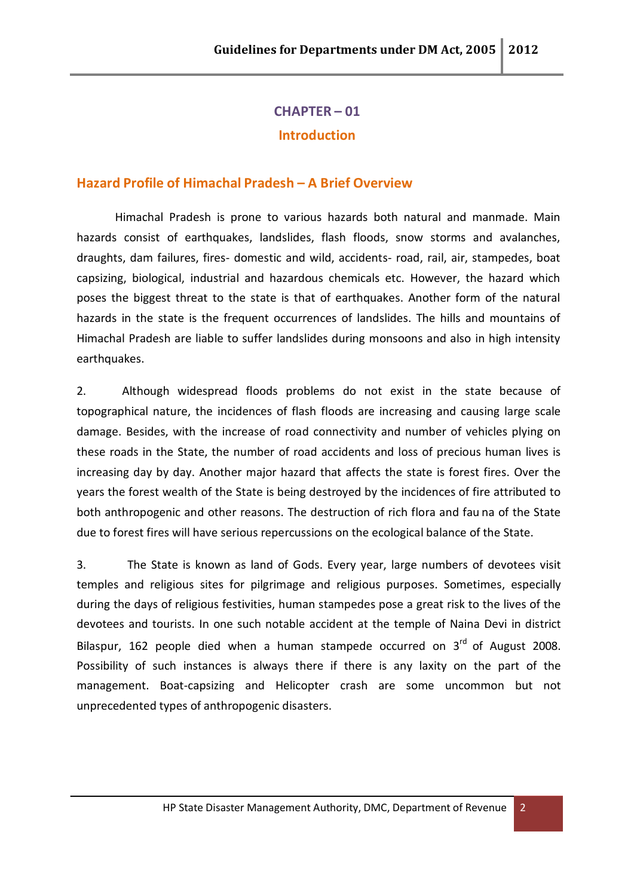# CHAPTER – 01

## Introduction

### Hazard Profile of Himachal Pradesh – A Brief Overview

Himachal Pradesh is prone to various hazards both natural and manmade. Main hazards consist of earthquakes, landslides, flash floods, snow storms and avalanches, draughts, dam failures, fires- domestic and wild, accidents- road, rail, air, stampedes, boat capsizing, biological, industrial and hazardous chemicals etc. However, the hazard which poses the biggest threat to the state is that of earthquakes. Another form of the natural hazards in the state is the frequent occurrences of landslides. The hills and mountains of Himachal Pradesh are liable to suffer landslides during monsoons and also in high intensity earthquakes.

2. Although widespread floods problems do not exist in the state because of topographical nature, the incidences of flash floods are increasing and causing large scale damage. Besides, with the increase of road connectivity and number of vehicles plying on these roads in the State, the number of road accidents and loss of precious human lives is increasing day by day. Another major hazard that affects the state is forest fires. Over the years the forest wealth of the State is being destroyed by the incidences of fire attributed to both anthropogenic and other reasons. The destruction of rich flora and fau na of the State due to forest fires will have serious repercussions on the ecological balance of the State.

3. The State is known as land of Gods. Every year, large numbers of devotees visit temples and religious sites for pilgrimage and religious purposes. Sometimes, especially during the days of religious festivities, human stampedes pose a great risk to the lives of the devotees and tourists. In one such notable accident at the temple of Naina Devi in district Bilaspur, 162 people died when a human stampede occurred on 3rd of August 2008. Possibility of such instances is always there if there is any laxity on the part of the management. Boat-capsizing and Helicopter crash are some uncommon but not unprecedented types of anthropogenic disasters.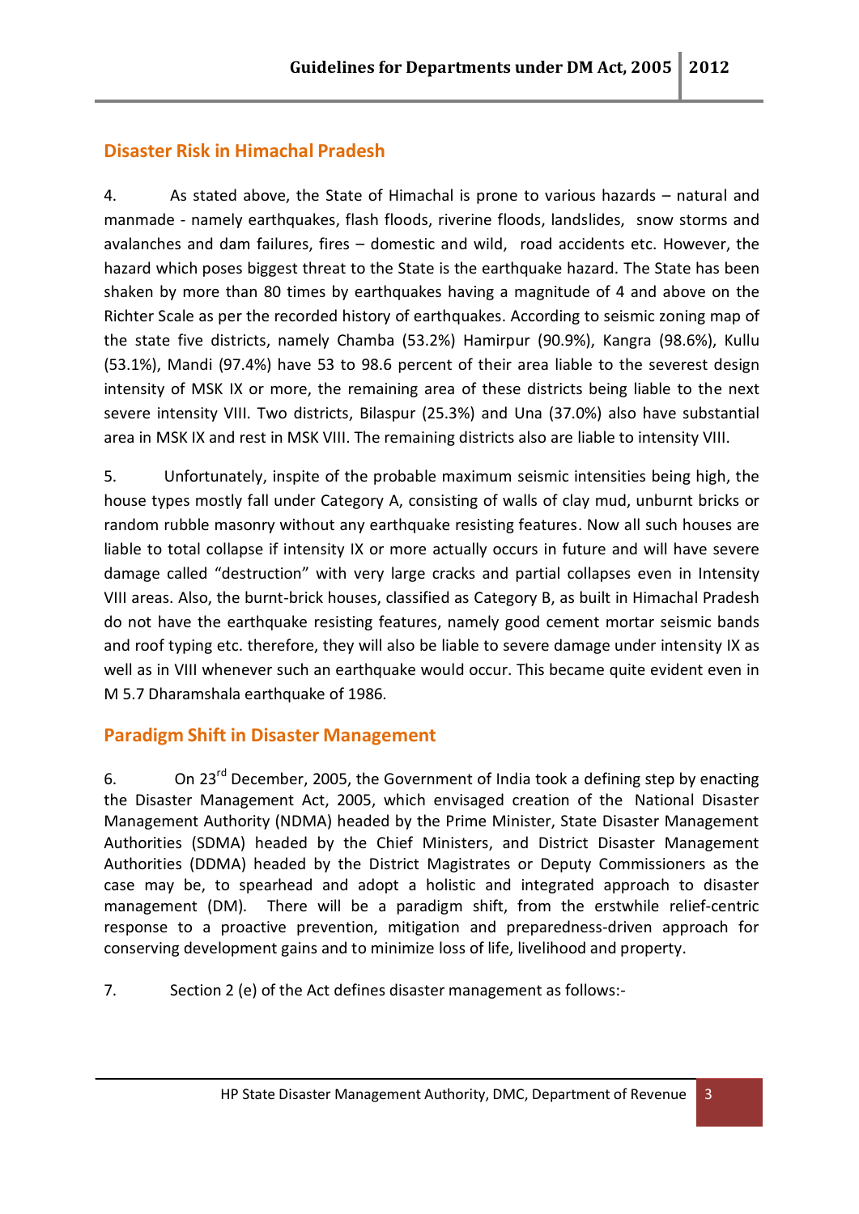## Disaster Risk in Himachal Pradesh

4. As stated above, the State of Himachal is prone to various hazards – natural and manmade - namely earthquakes, flash floods, riverine floods, landslides, snow storms and avalanches and dam failures, fires – domestic and wild, road accidents etc. However, the hazard which poses biggest threat to the State is the earthquake hazard. The State has been shaken by more than 80 times by earthquakes having a magnitude of 4 and above on the Richter Scale as per the recorded history of earthquakes. According to seismic zoning map of the state five districts, namely Chamba (53.2%) Hamirpur (90.9%), Kangra (98.6%), Kullu (53.1%), Mandi (97.4%) have 53 to 98.6 percent of their area liable to the severest design intensity of MSK IX or more, the remaining area of these districts being liable to the next severe intensity VIII. Two districts, Bilaspur (25.3%) and Una (37.0%) also have substantial area in MSK IX and rest in MSK VIII. The remaining districts also are liable to intensity VIII.

5. Unfortunately, inspite of the probable maximum seismic intensities being high, the house types mostly fall under Category A, consisting of walls of clay mud, unburnt bricks or random rubble masonry without any earthquake resisting features. Now all such houses are liable to total collapse if intensity IX or more actually occurs in future and will have severe damage called "destruction" with very large cracks and partial collapses even in Intensity VIII areas. Also, the burnt-brick houses, classified as Category B, as built in Himachal Pradesh do not have the earthquake resisting features, namely good cement mortar seismic bands and roof typing etc. therefore, they will also be liable to severe damage under intensity IX as well as in VIII whenever such an earthquake would occur. This became quite evident even in M 5.7 Dharamshala earthquake of 1986.

## Paradigm Shift in Disaster Management

6. On 23rd December, 2005, the Government of India took a defining step by enacting the Disaster Management Act, 2005, which envisaged creation of the National Disaster Management Authority (NDMA) headed by the Prime Minister, State Disaster Management Authorities (SDMA) headed by the Chief Ministers, and District Disaster Management Authorities (DDMA) headed by the District Magistrates or Deputy Commissioners as the case may be, to spearhead and adopt a holistic and integrated approach to disaster management (DM). There will be a paradigm shift, from the erstwhile relief-centric response to a proactive prevention, mitigation and preparedness-driven approach for conserving development gains and to minimize loss of life, livelihood and property.

7. Section 2 (e) of the Act defines disaster management as follows:-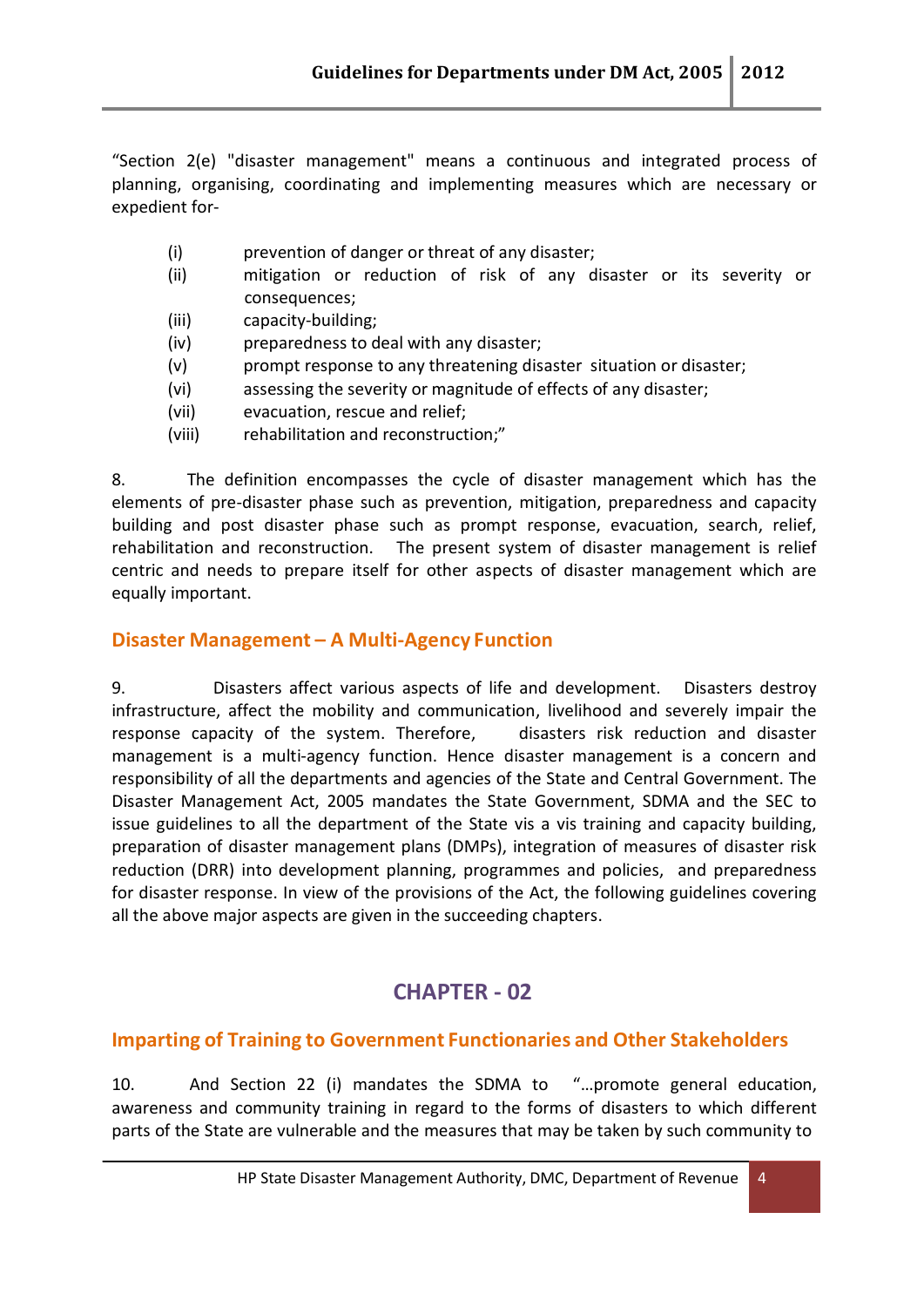"Section 2(e) "disaster management" means a continuous and integrated process of planning, organising, coordinating and implementing measures which are necessary or expedient for-

(i) prevention of danger or threat of any disaster;
(ii) mitigation or reduction of risk of any disaster or its severity or consequences;
(iii) capacity-building;
(iv) preparedness to deal with any disaster;
(v) prompt response to any threatening disaster situation or disaster;
(vi) assessing the severity or magnitude of effects of any disaster;
(vii) evacuation, rescue and relief;
(viii) rehabilitation and reconstruction;"

8. The definition encompasses the cycle of disaster management which has the elements of pre-disaster phase such as prevention, mitigation, preparedness and capacity building and post disaster phase such as prompt response, evacuation, search, relief, rehabilitation and reconstruction. The present system of disaster management is relief centric and needs to prepare itself for other aspects of disaster management which are equally important.

## Disaster Management – A Multi-Agency Function

9. Disasters affect various aspects of life and development. Disasters destroy infrastructure, affect the mobility and communication, livelihood and severely impair the response capacity of the system. Therefore, disasters risk reduction and disaster management is a multi-agency function. Hence disaster management is a concern and responsibility of all the departments and agencies of the State and Central Government. The Disaster Management Act, 2005 mandates the State Government, SDMA and the SEC to issue guidelines to all the department of the State vis a vis training and capacity building, preparation of disaster management plans (DMPs), integration of measures of disaster risk reduction (DRR) into development planning, programmes and policies, and preparedness for disaster response. In view of the provisions of the Act, the following guidelines covering all the above major aspects are given in the succeeding chapters.

# CHAPTER - 02

## Imparting of Training to Government Functionaries and Other Stakeholders

10. And Section 22 (i) mandates the SDMA to "…promote general education, awareness and community training in regard to the forms of disasters to which different parts of the State are vulnerable and the measures that may be taken by such community to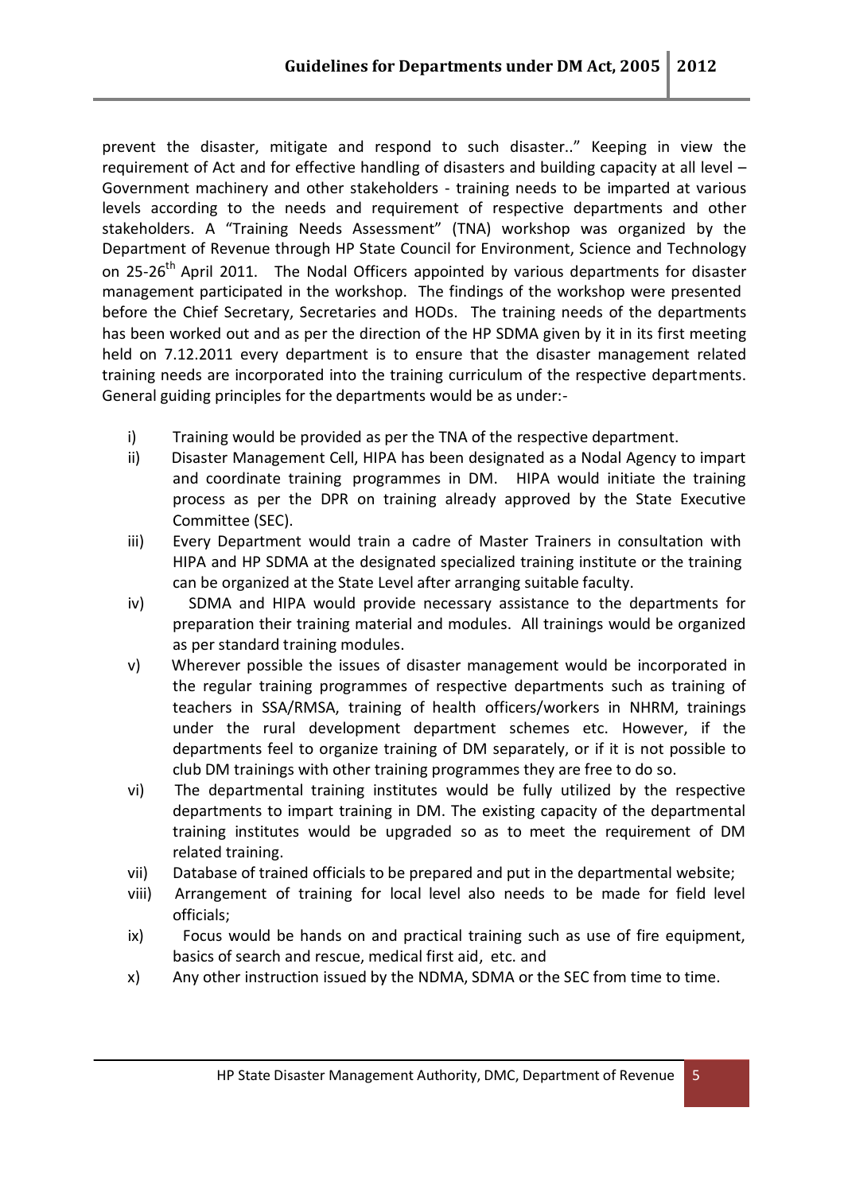prevent the disaster, mitigate and respond to such disaster.." Keeping in view the requirement of Act and for effective handling of disasters and building capacity at all level – Government machinery and other stakeholders - training needs to be imparted at various levels according to the needs and requirement of respective departments and other stakeholders. A "Training Needs Assessment" (TNA) workshop was organized by the Department of Revenue through HP State Council for Environment, Science and Technology on 25-26th April 2011. The Nodal Officers appointed by various departments for disaster management participated in the workshop. The findings of the workshop were presented before the Chief Secretary, Secretaries and HODs. The training needs of the departments has been worked out and as per the direction of the HP SDMA given by it in its first meeting held on 7.12.2011 every department is to ensure that the disaster management related training needs are incorporated into the training curriculum of the respective departments. General guiding principles for the departments would be as under:-

i) Training would be provided as per the TNA of the respective department.
ii) Disaster Management Cell, HIPA has been designated as a Nodal Agency to impart and coordinate training programmes in DM. HIPA would initiate the training process as per the DPR on training already approved by the State Executive Committee (SEC).
iii) Every Department would train a cadre of Master Trainers in consultation with HIPA and HP SDMA at the designated specialized training institute or the training can be organized at the State Level after arranging suitable faculty.
iv) SDMA and HIPA would provide necessary assistance to the departments for preparation their training material and modules. All trainings would be organized as per standard training modules.
v) Wherever possible the issues of disaster management would be incorporated in the regular training programmes of respective departments such as training of teachers in SSA/RMSA, training of health officers/workers in NHRM, trainings under the rural development department schemes etc. However, if the departments feel to organize training of DM separately, or if it is not possible to club DM trainings with other training programmes they are free to do so.
vi) The departmental training institutes would be fully utilized by the respective departments to impart training in DM. The existing capacity of the departmental training institutes would be upgraded so as to meet the requirement of DM related training.
vii) Database of trained officials to be prepared and put in the departmental website;
viii) Arrangement of training for local level also needs to be made for field level officials;
ix) Focus would be hands on and practical training such as use of fire equipment, basics of search and rescue, medical first aid, etc. and
x) Any other instruction issued by the NDMA, SDMA or the SEC from time to time.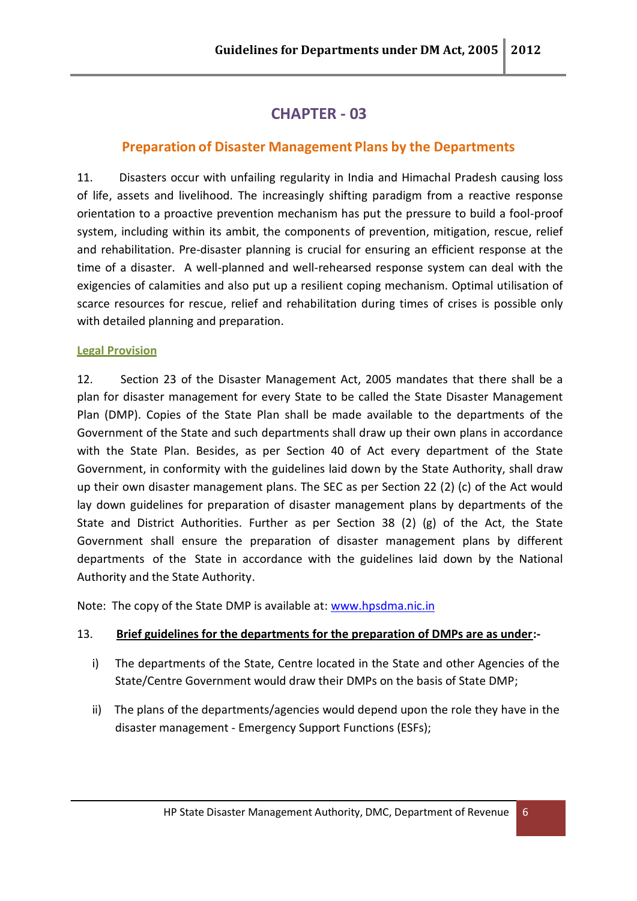# CHAPTER - 03

## Preparation of Disaster Management Plans by the Departments

11. Disasters occur with unfailing regularity in India and Himachal Pradesh causing loss of life, assets and livelihood. The increasingly shifting paradigm from a reactive response orientation to a proactive prevention mechanism has put the pressure to build a fool-proof system, including within its ambit, the components of prevention, mitigation, rescue, relief and rehabilitation. Pre-disaster planning is crucial for ensuring an efficient response at the time of a disaster. A well-planned and well-rehearsed response system can deal with the exigencies of calamities and also put up a resilient coping mechanism. Optimal utilisation of scarce resources for rescue, relief and rehabilitation during times of crises is possible only with detailed planning and preparation.

### Legal Provision

12. Section 23 of the Disaster Management Act, 2005 mandates that there shall be a plan for disaster management for every State to be called the State Disaster Management Plan (DMP). Copies of the State Plan shall be made available to the departments of the Government of the State and such departments shall draw up their own plans in accordance with the State Plan. Besides, as per Section 40 of Act every department of the State Government, in conformity with the guidelines laid down by the State Authority, shall draw up their own disaster management plans. The SEC as per Section 22 (2) (c) of the Act would lay down guidelines for preparation of disaster management plans by departments of the State and District Authorities. Further as per Section 38 (2) (g) of the Act, the State Government shall ensure the preparation of disaster management plans by different departments of the State in accordance with the guidelines laid down by the National Authority and the State Authority.

Note: The copy of the State DMP is available at: [www.hpsdma.nic.in](http://www.hpsdma.nic.in)

13. **<u>Brief guidelines for the departments for the preparation of DMPs are as under</u>:-**

i) The departments of the State, Centre located in the State and other Agencies of the State/Centre Government would draw their DMPs on the basis of State DMP;

ii) The plans of the departments/agencies would depend upon the role they have in the disaster management - Emergency Support Functions (ESFs);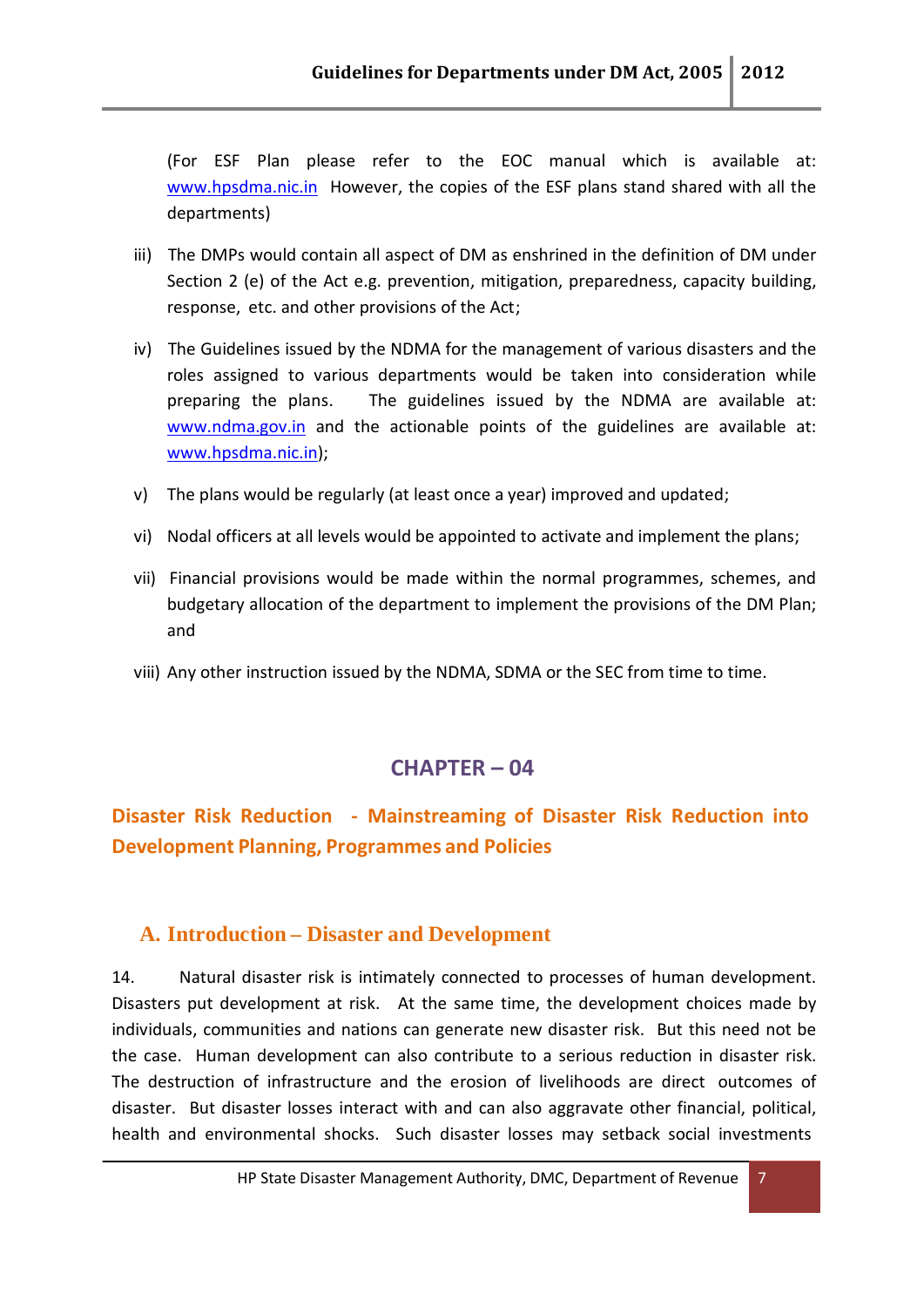(For ESF Plan please refer to the EOC manual which is available at: www.hpsdma.nic.in However, the copies of the ESF plans stand shared with all the departments)

iii) The DMPs would contain all aspect of DM as enshrined in the definition of DM under Section 2 (e) of the Act e.g. prevention, mitigation, preparedness, capacity building, response, etc. and other provisions of the Act;

iv) The Guidelines issued by the NDMA for the management of various disasters and the roles assigned to various departments would be taken into consideration while preparing the plans. The guidelines issued by the NDMA are available at: www.ndma.gov.in and the actionable points of the guidelines are available at: www.hpsdma.nic.in);

v) The plans would be regularly (at least once a year) improved and updated;

vi) Nodal officers at all levels would be appointed to activate and implement the plans;

vii) Financial provisions would be made within the normal programmes, schemes, and budgetary allocation of the department to implement the provisions of the DM Plan; and

viii) Any other instruction issued by the NDMA, SDMA or the SEC from time to time.

# CHAPTER – 04

## Disaster Risk Reduction - Mainstreaming of Disaster Risk Reduction into Development Planning, Programmes and Policies

### A. Introduction – Disaster and Development

14. Natural disaster risk is intimately connected to processes of human development. Disasters put development at risk. At the same time, the development choices made by individuals, communities and nations can generate new disaster risk. But this need not be the case. Human development can also contribute to a serious reduction in disaster risk. The destruction of infrastructure and the erosion of livelihoods are direct outcomes of disaster. But disaster losses interact with and can also aggravate other financial, political, health and environmental shocks. Such disaster losses may setback social investments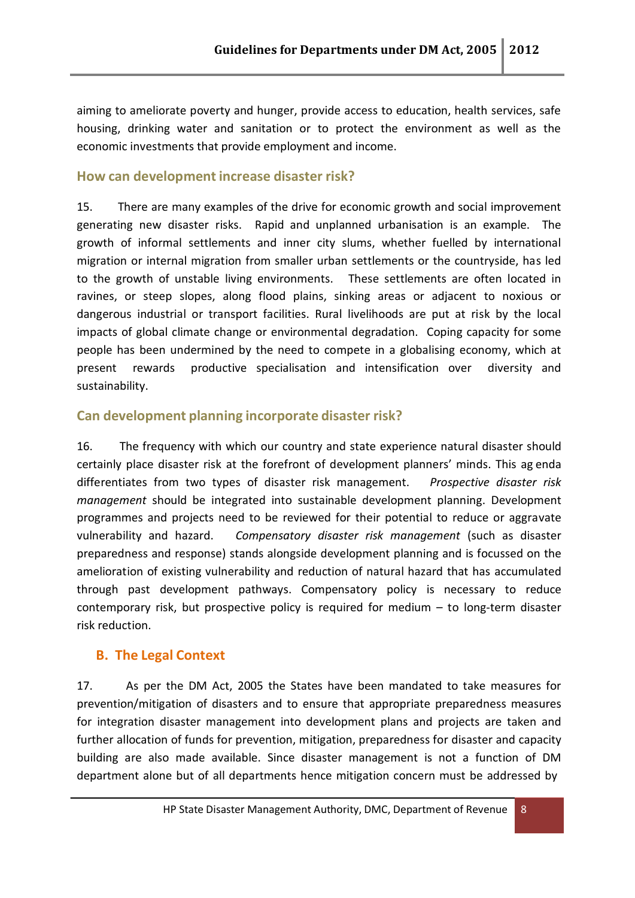aiming to ameliorate poverty and hunger, provide access to education, health services, safe housing, drinking water and sanitation or to protect the environment as well as the economic investments that provide employment and income.

### How can development increase disaster risk?

15. There are many examples of the drive for economic growth and social improvement generating new disaster risks. Rapid and unplanned urbanisation is an example. The growth of informal settlements and inner city slums, whether fuelled by international migration or internal migration from smaller urban settlements or the countryside, has led to the growth of unstable living environments. These settlements are often located in ravines, or steep slopes, along flood plains, sinking areas or adjacent to noxious or dangerous industrial or transport facilities. Rural livelihoods are put at risk by the local impacts of global climate change or environmental degradation. Coping capacity for some people has been undermined by the need to compete in a globalising economy, which at present rewards productive specialisation and intensification over diversity and sustainability.

### Can development planning incorporate disaster risk?

16. The frequency with which our country and state experience natural disaster should certainly place disaster risk at the forefront of development planners' minds. This ag enda differentiates from two types of disaster risk management. *Prospective disaster risk management* should be integrated into sustainable development planning. Development programmes and projects need to be reviewed for their potential to reduce or aggravate vulnerability and hazard. *Compensatory disaster risk management* (such as disaster preparedness and response) stands alongside development planning and is focussed on the amelioration of existing vulnerability and reduction of natural hazard that has accumulated through past development pathways. Compensatory policy is necessary to reduce contemporary risk, but prospective policy is required for medium – to long-term disaster risk reduction.

## B. The Legal Context

17. As per the DM Act, 2005 the States have been mandated to take measures for prevention/mitigation of disasters and to ensure that appropriate preparedness measures for integration disaster management into development plans and projects are taken and further allocation of funds for prevention, mitigation, preparedness for disaster and capacity building are also made available. Since disaster management is not a function of DM department alone but of all departments hence mitigation concern must be addressed by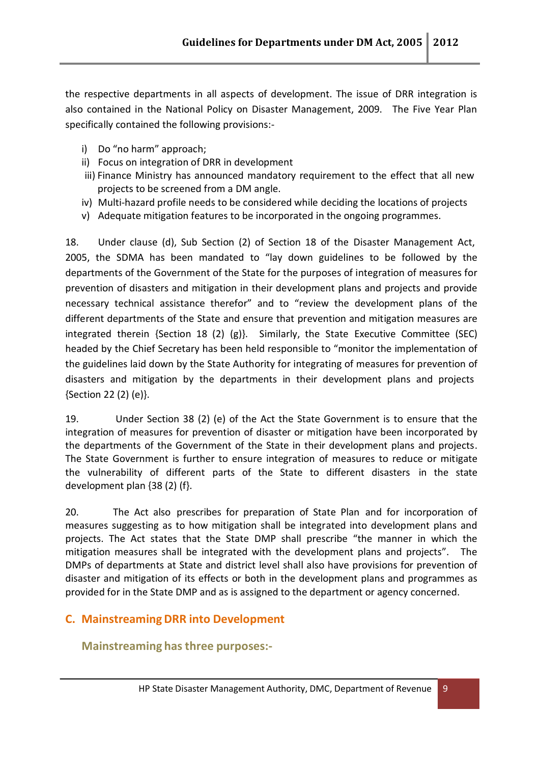the respective departments in all aspects of development. The issue of DRR integration is also contained in the National Policy on Disaster Management, 2009. The Five Year Plan specifically contained the following provisions:-

i) Do "no harm" approach;
ii) Focus on integration of DRR in development
iii) Finance Ministry has announced mandatory requirement to the effect that all new projects to be screened from a DM angle.
iv) Multi-hazard profile needs to be considered while deciding the locations of projects
v) Adequate mitigation features to be incorporated in the ongoing programmes.

18. Under clause (d), Sub Section (2) of Section 18 of the Disaster Management Act, 2005, the SDMA has been mandated to "lay down guidelines to be followed by the departments of the Government of the State for the purposes of integration of measures for prevention of disasters and mitigation in their development plans and projects and provide necessary technical assistance therefor" and to "review the development plans of the different departments of the State and ensure that prevention and mitigation measures are integrated therein {Section 18 (2) (g)}. Similarly, the State Executive Committee (SEC) headed by the Chief Secretary has been held responsible to "monitor the implementation of the guidelines laid down by the State Authority for integrating of measures for prevention of disasters and mitigation by the departments in their development plans and projects {Section 22 (2) (e)}.

19. Under Section 38 (2) (e) of the Act the State Government is to ensure that the integration of measures for prevention of disaster or mitigation have been incorporated by the departments of the Government of the State in their development plans and projects. The State Government is further to ensure integration of measures to reduce or mitigate the vulnerability of different parts of the State to different disasters in the state development plan {38 (2) (f}.

20. The Act also prescribes for preparation of State Plan and for incorporation of measures suggesting as to how mitigation shall be integrated into development plans and projects. The Act states that the State DMP shall prescribe "the manner in which the mitigation measures shall be integrated with the development plans and projects". The DMPs of departments at State and district level shall also have provisions for prevention of disaster and mitigation of its effects or both in the development plans and programmes as provided for in the State DMP and as is assigned to the department or agency concerned.

## C. Mainstreaming DRR into Development

### Mainstreaming has three purposes:-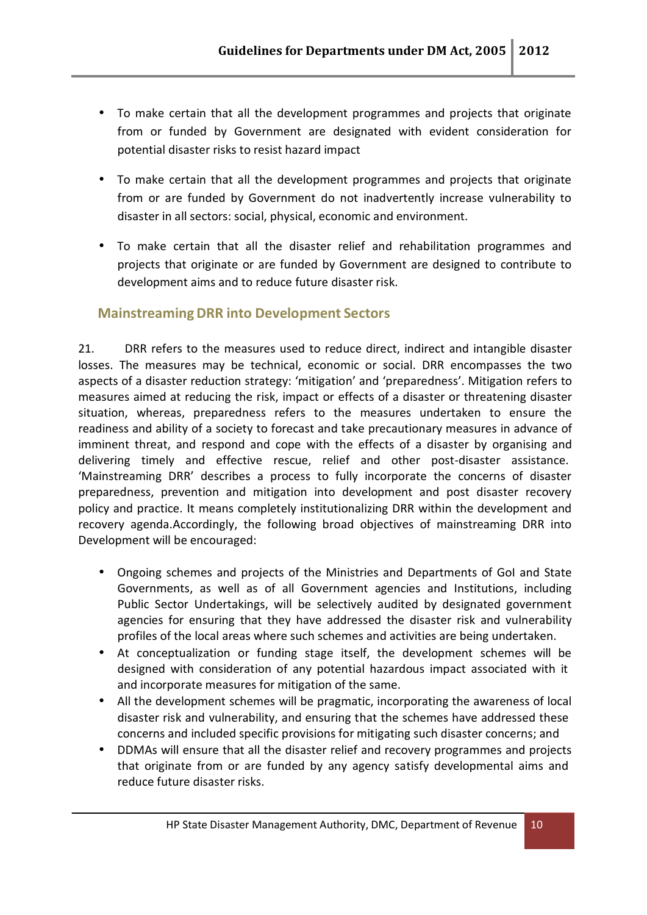- To make certain that all the development programmes and projects that originate from or funded by Government are designated with evident consideration for potential disaster risks to resist hazard impact

- To make certain that all the development programmes and projects that originate from or are funded by Government do not inadvertently increase vulnerability to disaster in all sectors: social, physical, economic and environment.

- To make certain that all the disaster relief and rehabilitation programmes and projects that originate or are funded by Government are designed to contribute to development aims and to reduce future disaster risk.

## Mainstreaming DRR into Development Sectors

21. DRR refers to the measures used to reduce direct, indirect and intangible disaster losses. The measures may be technical, economic or social. DRR encompasses the two aspects of a disaster reduction strategy: 'mitigation' and 'preparedness'. Mitigation refers to measures aimed at reducing the risk, impact or effects of a disaster or threatening disaster situation, whereas, preparedness refers to the measures undertaken to ensure the readiness and ability of a society to forecast and take precautionary measures in advance of imminent threat, and respond and cope with the effects of a disaster by organising and delivering timely and effective rescue, relief and other post-disaster assistance. 'Mainstreaming DRR' describes a process to fully incorporate the concerns of disaster preparedness, prevention and mitigation into development and post disaster recovery policy and practice. It means completely institutionalizing DRR within the development and recovery agenda.Accordingly, the following broad objectives of mainstreaming DRR into Development will be encouraged:

- Ongoing schemes and projects of the Ministries and Departments of GoI and State Governments, as well as of all Government agencies and Institutions, including Public Sector Undertakings, will be selectively audited by designated government agencies for ensuring that they have addressed the disaster risk and vulnerability profiles of the local areas where such schemes and activities are being undertaken.
- At conceptualization or funding stage itself, the development schemes will be designed with consideration of any potential hazardous impact associated with it and incorporate measures for mitigation of the same.
- All the development schemes will be pragmatic, incorporating the awareness of local disaster risk and vulnerability, and ensuring that the schemes have addressed these concerns and included specific provisions for mitigating such disaster concerns; and
- DDMAs will ensure that all the disaster relief and recovery programmes and projects that originate from or are funded by any agency satisfy developmental aims and reduce future disaster risks.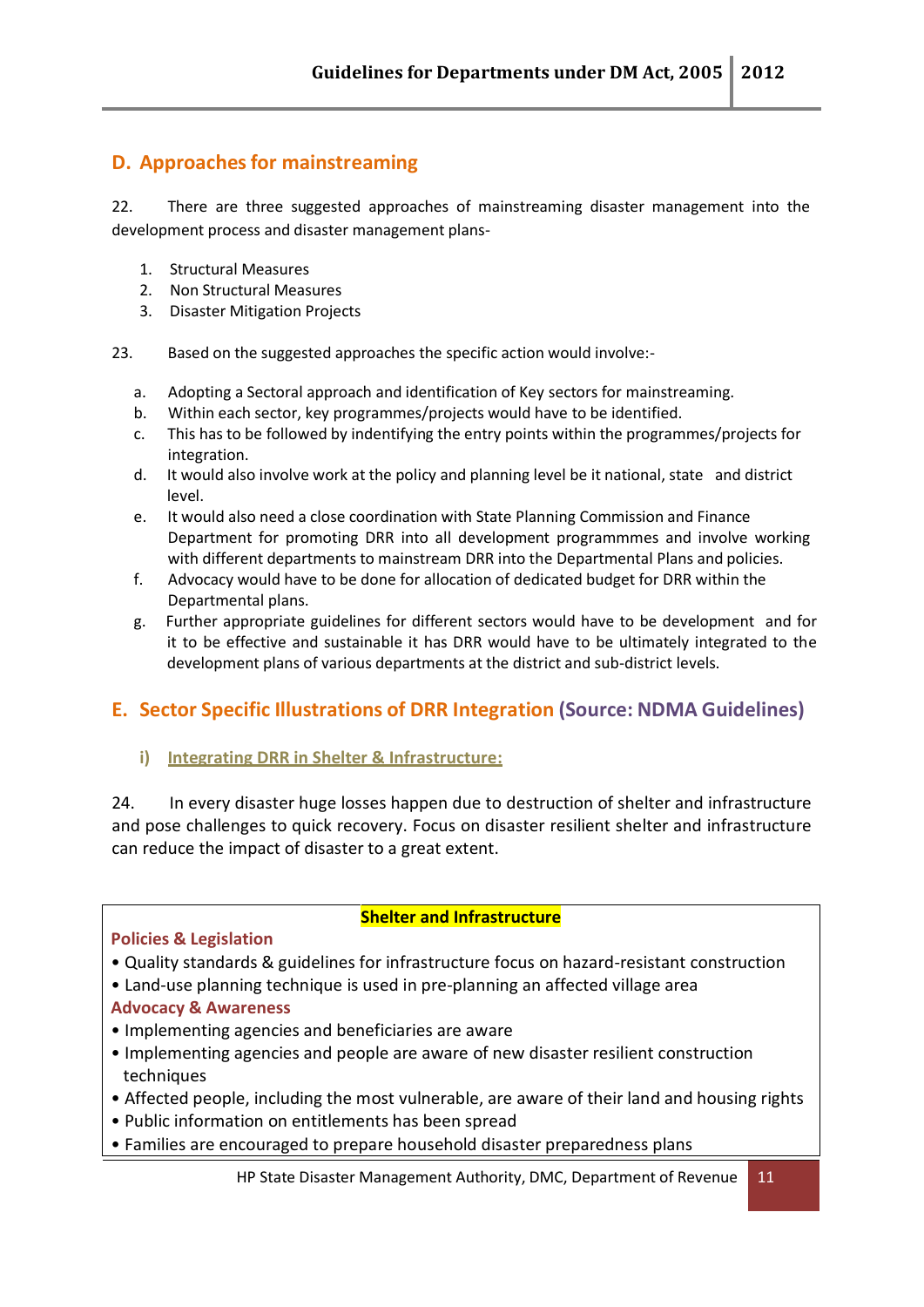## D. Approaches for mainstreaming

22. There are three suggested approaches of mainstreaming disaster management into the development process and disaster management plans-

1. Structural Measures
2. Non Structural Measures
3. Disaster Mitigation Projects

23. Based on the suggested approaches the specific action would involve:-

a. Adopting a Sectoral approach and identification of Key sectors for mainstreaming.
b. Within each sector, key programmes/projects would have to be identified.
c. This has to be followed by indentifying the entry points within the programmes/projects for integration.
d. It would also involve work at the policy and planning level be it national, state and district level.
e. It would also need a close coordination with State Planning Commission and Finance Department for promoting DRR into all development programmmes and involve working with different departments to mainstream DRR into the Departmental Plans and policies.
f. Advocacy would have to be done for allocation of dedicated budget for DRR within the Departmental plans.
g. Further appropriate guidelines for different sectors would have to be development and for it to be effective and sustainable it has DRR would have to be ultimately integrated to the development plans of various departments at the district and sub-district levels.

## E. Sector Specific Illustrations of DRR Integration (Source: NDMA Guidelines)

### i) Integrating DRR in Shelter & Infrastructure:

24. In every disaster huge losses happen due to destruction of shelter and infrastructure and pose challenges to quick recovery. Focus on disaster resilient shelter and infrastructure can reduce the impact of disaster to a great extent.

| Shelter and Infrastructure |
|---|
| **Policies & Legislation**<br>• Quality standards & guidelines for infrastructure focus on hazard-resistant construction<br>• Land-use planning technique is used in pre-planning an affected village area<br>**Advocacy & Awareness**<br>• Implementing agencies and beneficiaries are aware<br>• Implementing agencies and people are aware of new disaster resilient construction techniques<br>• Affected people, including the most vulnerable, are aware of their land and housing rights<br>• Public information on entitlements has been spread<br>• Families are encouraged to prepare household disaster preparedness plans |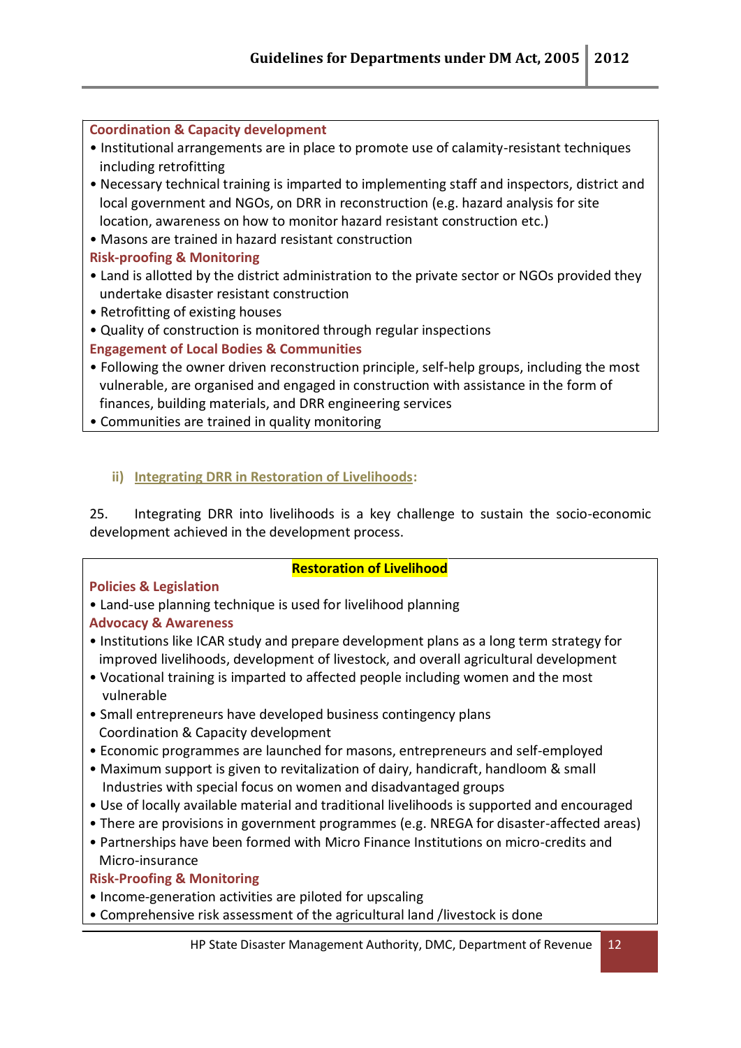**Coordination & Capacity development**

- Institutional arrangements are in place to promote use of calamity-resistant techniques including retrofitting
- Necessary technical training is imparted to implementing staff and inspectors, district and local government and NGOs, on DRR in reconstruction (e.g. hazard analysis for site location, awareness on how to monitor hazard resistant construction etc.)
- Masons are trained in hazard resistant construction

**Risk-proofing & Monitoring**

- Land is allotted by the district administration to the private sector or NGOs provided they undertake disaster resistant construction
- Retrofitting of existing houses
- Quality of construction is monitored through regular inspections

**Engagement of Local Bodies & Communities**

- Following the owner driven reconstruction principle, self-help groups, including the most vulnerable, are organised and engaged in construction with assistance in the form of finances, building materials, and DRR engineering services
- Communities are trained in quality monitoring

### ii) Integrating DRR in Restoration of Livelihoods:

25. Integrating DRR into livelihoods is a key challenge to sustain the socio-economic development achieved in the development process.

**Restoration of Livelihood**

**Policies & Legislation**

- Land-use planning technique is used for livelihood planning

**Advocacy & Awareness**

- Institutions like ICAR study and prepare development plans as a long term strategy for improved livelihoods, development of livestock, and overall agricultural development
- Vocational training is imparted to affected people including women and the most vulnerable
- Small entrepreneurs have developed business contingency plans

Coordination & Capacity development

- Economic programmes are launched for masons, entrepreneurs and self-employed
- Maximum support is given to revitalization of dairy, handicraft, handloom & small Industries with special focus on women and disadvantaged groups
- Use of locally available material and traditional livelihoods is supported and encouraged
- There are provisions in government programmes (e.g. NREGA for disaster-affected areas)
- Partnerships have been formed with Micro Finance Institutions on micro-credits and Micro-insurance

**Risk-Proofing & Monitoring**

- Income-generation activities are piloted for upscaling
- Comprehensive risk assessment of the agricultural land /livestock is done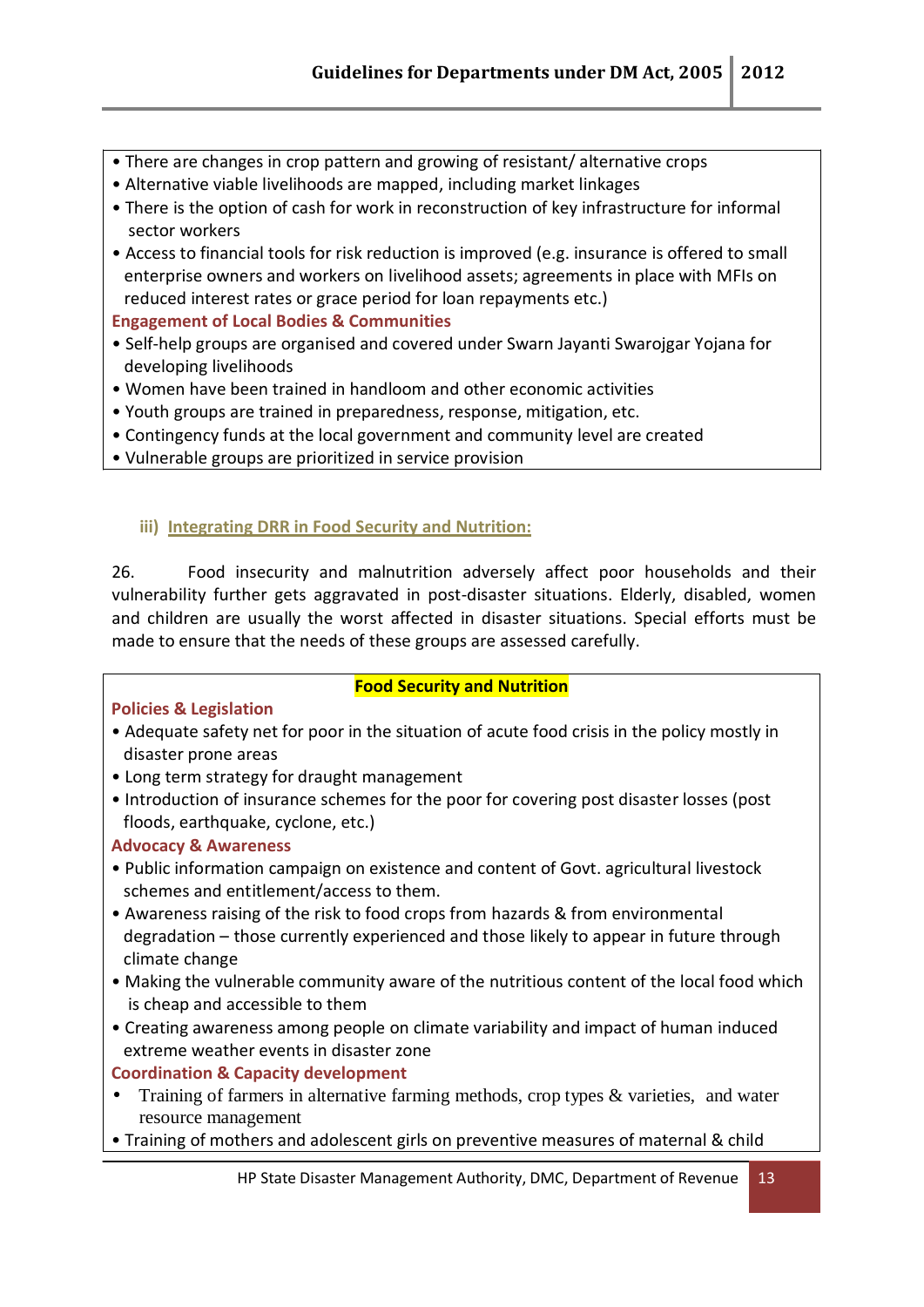- There are changes in crop pattern and growing of resistant/ alternative crops
- Alternative viable livelihoods are mapped, including market linkages
- There is the option of cash for work in reconstruction of key infrastructure for informal sector workers
- Access to financial tools for risk reduction is improved (e.g. insurance is offered to small enterprise owners and workers on livelihood assets; agreements in place with MFIs on reduced interest rates or grace period for loan repayments etc.)

**Engagement of Local Bodies & Communities**

- Self-help groups are organised and covered under Swarn Jayanti Swarojgar Yojana for developing livelihoods
- Women have been trained in handloom and other economic activities
- Youth groups are trained in preparedness, response, mitigation, etc.
- Contingency funds at the local government and community level are created
- Vulnerable groups are prioritized in service provision

### iii) Integrating DRR in Food Security and Nutrition:

26. Food insecurity and malnutrition adversely affect poor households and their vulnerability further gets aggravated in post-disaster situations. Elderly, disabled, women and children are usually the worst affected in disaster situations. Special efforts must be made to ensure that the needs of these groups are assessed carefully.

**Food Security and Nutrition**

**Policies & Legislation**

- Adequate safety net for poor in the situation of acute food crisis in the policy mostly in disaster prone areas
- Long term strategy for draught management
- Introduction of insurance schemes for the poor for covering post disaster losses (post floods, earthquake, cyclone, etc.)

**Advocacy & Awareness**

- Public information campaign on existence and content of Govt. agricultural livestock schemes and entitlement/access to them.
- Awareness raising of the risk to food crops from hazards & from environmental degradation – those currently experienced and those likely to appear in future through climate change
- Making the vulnerable community aware of the nutritious content of the local food which is cheap and accessible to them
- Creating awareness among people on climate variability and impact of human induced extreme weather events in disaster zone

**Coordination & Capacity development**

- Training of farmers in alternative farming methods, crop types & varieties, and water resource management
- Training of mothers and adolescent girls on preventive measures of maternal & child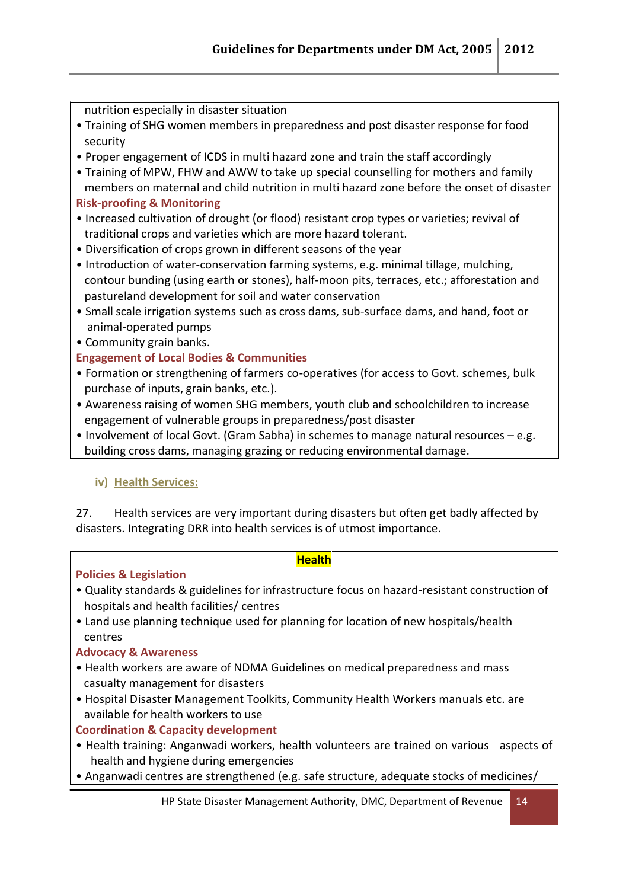nutrition especially in disaster situation

- Training of SHG women members in preparedness and post disaster response for food security
- Proper engagement of ICDS in multi hazard zone and train the staff accordingly
- Training of MPW, FHW and AWW to take up special counselling for mothers and family members on maternal and child nutrition in multi hazard zone before the onset of disaster

**Risk-proofing & Monitoring**

- Increased cultivation of drought (or flood) resistant crop types or varieties; revival of traditional crops and varieties which are more hazard tolerant.
- Diversification of crops grown in different seasons of the year
- Introduction of water-conservation farming systems, e.g. minimal tillage, mulching, contour bunding (using earth or stones), half-moon pits, terraces, etc.; afforestation and pastureland development for soil and water conservation
- Small scale irrigation systems such as cross dams, sub-surface dams, and hand, foot or animal-operated pumps
- Community grain banks.

**Engagement of Local Bodies & Communities**

- Formation or strengthening of farmers co-operatives (for access to Govt. schemes, bulk purchase of inputs, grain banks, etc.).
- Awareness raising of women SHG members, youth club and schoolchildren to increase engagement of vulnerable groups in preparedness/post disaster
- Involvement of local Govt. (Gram Sabha) in schemes to manage natural resources – e.g. building cross dams, managing grazing or reducing environmental damage.

### iv) Health Services:

27. Health services are very important during disasters but often get badly affected by disasters. Integrating DRR into health services is of utmost importance.

**Health**

**Policies & Legislation**

- Quality standards & guidelines for infrastructure focus on hazard-resistant construction of hospitals and health facilities/ centres
- Land use planning technique used for planning for location of new hospitals/health centres

**Advocacy & Awareness**

- Health workers are aware of NDMA Guidelines on medical preparedness and mass casualty management for disasters
- Hospital Disaster Management Toolkits, Community Health Workers manuals etc. are available for health workers to use

**Coordination & Capacity development**

- Health training: Anganwadi workers, health volunteers are trained on various aspects of health and hygiene during emergencies
- Anganwadi centres are strengthened (e.g. safe structure, adequate stocks of medicines/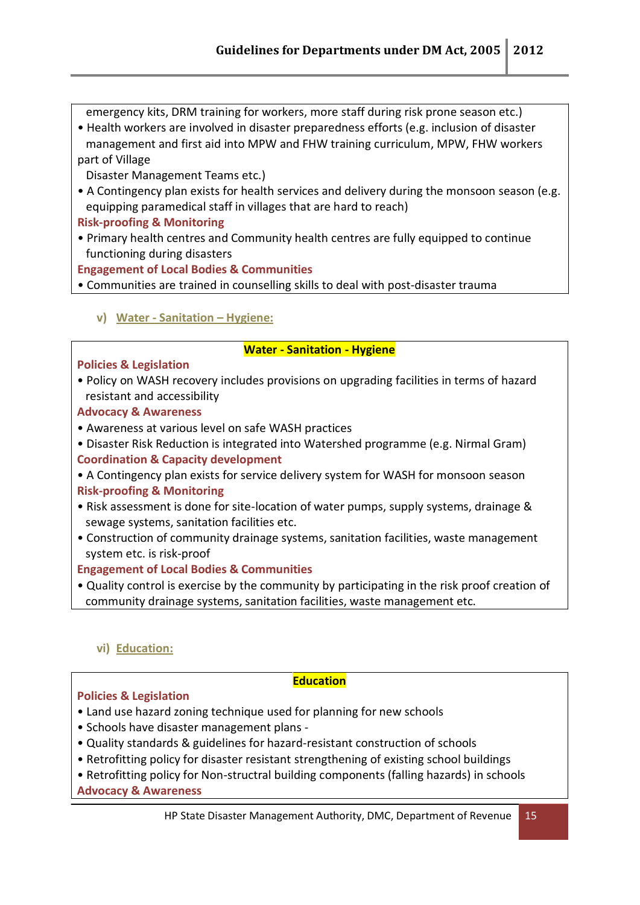emergency kits, DRM training for workers, more staff during risk prone season etc.)

- Health workers are involved in disaster preparedness efforts (e.g. inclusion of disaster management and first aid into MPW and FHW training curriculum, MPW, FHW workers part of Village Disaster Management Teams etc.)
- A Contingency plan exists for health services and delivery during the monsoon season (e.g. equipping paramedical staff in villages that are hard to reach)

**Risk-proofing & Monitoring**

- Primary health centres and Community health centres are fully equipped to continue functioning during disasters

**Engagement of Local Bodies & Communities**

- Communities are trained in counselling skills to deal with post-disaster trauma

### v) Water - Sanitation – Hygiene:

**Water - Sanitation - Hygiene**

**Policies & Legislation**

- Policy on WASH recovery includes provisions on upgrading facilities in terms of hazard resistant and accessibility

**Advocacy & Awareness**

- Awareness at various level on safe WASH practices
- Disaster Risk Reduction is integrated into Watershed programme (e.g. Nirmal Gram)

**Coordination & Capacity development**

- A Contingency plan exists for service delivery system for WASH for monsoon season

**Risk-proofing & Monitoring**

- Risk assessment is done for site-location of water pumps, supply systems, drainage & sewage systems, sanitation facilities etc.
- Construction of community drainage systems, sanitation facilities, waste management system etc. is risk-proof

**Engagement of Local Bodies & Communities**

- Quality control is exercise by the community by participating in the risk proof creation of community drainage systems, sanitation facilities, waste management etc.

### vi) Education:

**Education**

**Policies & Legislation**

- Land use hazard zoning technique used for planning for new schools
- Schools have disaster management plans -
- Quality standards & guidelines for hazard-resistant construction of schools
- Retrofitting policy for disaster resistant strengthening of existing school buildings
- Retrofitting policy for Non-structral building components (falling hazards) in schools

**Advocacy & Awareness**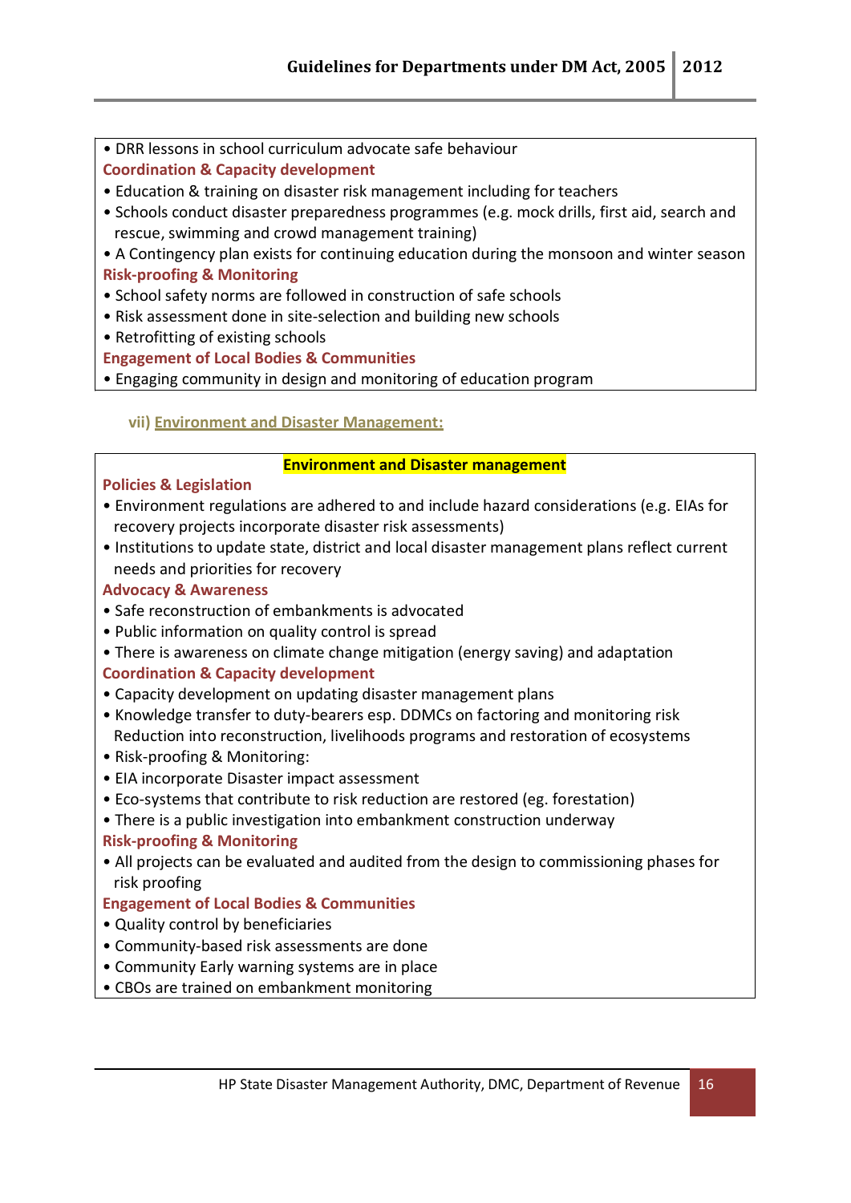• DRR lessons in school curriculum advocate safe behaviour

**Coordination & Capacity development**

- Education & training on disaster risk management including for teachers
- Schools conduct disaster preparedness programmes (e.g. mock drills, first aid, search and rescue, swimming and crowd management training)
- A Contingency plan exists for continuing education during the monsoon and winter season

**Risk-proofing & Monitoring**

- School safety norms are followed in construction of safe schools
- Risk assessment done in site-selection and building new schools
- Retrofitting of existing schools

**Engagement of Local Bodies & Communities**

- Engaging community in design and monitoring of education program

### vii) Environment and Disaster Management:

**Environment and Disaster management**

**Policies & Legislation**

- Environment regulations are adhered to and include hazard considerations (e.g. EIAs for recovery projects incorporate disaster risk assessments)
- Institutions to update state, district and local disaster management plans reflect current needs and priorities for recovery

**Advocacy & Awareness**

- Safe reconstruction of embankments is advocated
- Public information on quality control is spread
- There is awareness on climate change mitigation (energy saving) and adaptation

**Coordination & Capacity development**

- Capacity development on updating disaster management plans
- Knowledge transfer to duty-bearers esp. DDMCs on factoring and monitoring risk Reduction into reconstruction, livelihoods programs and restoration of ecosystems
- Risk-proofing & Monitoring:
- EIA incorporate Disaster impact assessment
- Eco-systems that contribute to risk reduction are restored (eg. forestation)
- There is a public investigation into embankment construction underway

**Risk-proofing & Monitoring**

- All projects can be evaluated and audited from the design to commissioning phases for risk proofing

**Engagement of Local Bodies & Communities**

- Quality control by beneficiaries
- Community-based risk assessments are done
- Community Early warning systems are in place
- CBOs are trained on embankment monitoring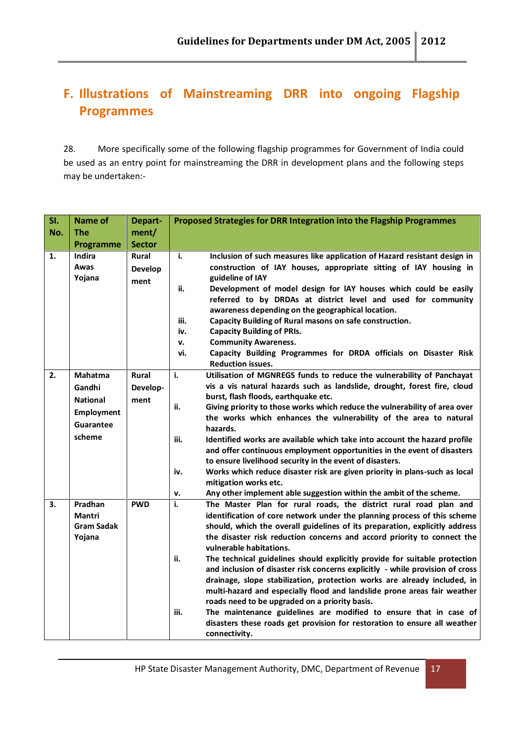## F. Illustrations of Mainstreaming DRR into ongoing Flagship Programmes

28. More specifically some of the following flagship programmes for Government of India could be used as an entry point for mainstreaming the DRR in development plans and the following steps may be undertaken:-

| Sl. No. | Name of The Programme | Depart-ment/ Sector | Proposed Strategies for DRR Integration into the Flagship Programmes |
|---|---|---|---|
| 1. | Indira Awas Yojana | Rural Develop ment | i. Inclusion of such measures like application of Hazard resistant design in construction of IAY houses, appropriate sitting of IAY housing in guideline of IAY<br>ii. Development of model design for IAY houses which could be easily referred to by DRDAs at district level and used for community awareness depending on the geographical location.<br>iii. Capacity Building of Rural masons on safe construction.<br>iv. Capacity Building of PRIs.<br>v. Community Awareness.<br>vi. Capacity Building Programmes for DRDA officials on Disaster Risk Reduction issues. |
| 2. | Mahatma Gandhi National Employment Guarantee scheme | Rural Develop-ment | i. Utilisation of MGNREGS funds to reduce the vulnerability of Panchayat vis a vis natural hazards such as landslide, drought, forest fire, cloud burst, flash floods, earthquake etc.<br>ii. Giving priority to those works which reduce the vulnerability of area over the works which enhances the vulnerability of the area to natural hazards.<br>iii. Identified works are available which take into account the hazard profile and offer continuous employment opportunities in the event of disasters to ensure livelihood security in the event of disasters.<br>iv. Works which reduce disaster risk are given priority in plans-such as local mitigation works etc.<br>v. Any other implement able suggestion within the ambit of the scheme. |
| 3. | Pradhan Mantri Gram Sadak Yojana | PWD | i. The Master Plan for rural roads, the district rural road plan and identification of core network under the planning process of this scheme should, which the overall guidelines of its preparation, explicitly address the disaster risk reduction concerns and accord priority to connect the vulnerable habitations.<br>ii. The technical guidelines should explicitly provide for suitable protection and inclusion of disaster risk concerns explicitly - while provision of cross drainage, slope stabilization, protection works are already included, in multi-hazard and especially flood and landslide prone areas fair weather roads need to be upgraded on a priority basis.<br>iii. The maintenance guidelines are modified to ensure that in case of disasters these roads get provision for restoration to ensure all weather connectivity. |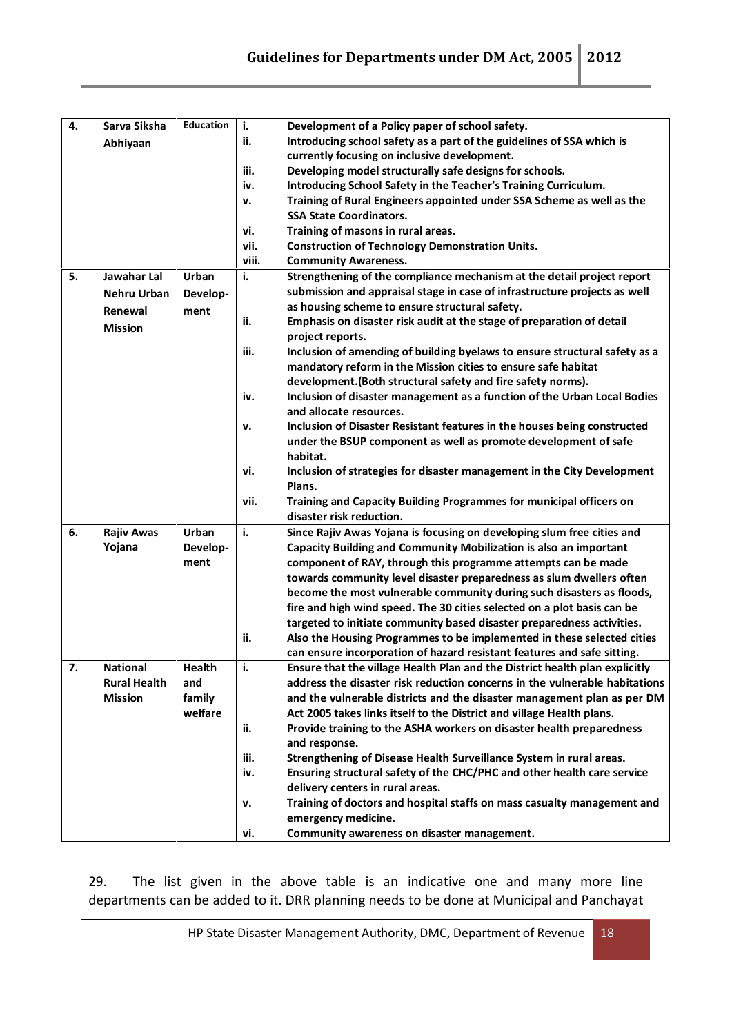| 4. | Sarva Siksha Abhiyaan | Education | i. Development of a Policy paper of school safety.<br>ii. Introducing school safety as a part of the guidelines of SSA which is currently focusing on inclusive development.<br>iii. Developing model structurally safe designs for schools.<br>iv. Introducing School Safety in the Teacher's Training Curriculum.<br>v. Training of Rural Engineers appointed under SSA Scheme as well as the SSA State Coordinators.<br>vi. Training of masons in rural areas.<br>vii. Construction of Technology Demonstration Units.<br>viii. Community Awareness. |
|---|---|---|---|
| 5. | Jawahar Lal Nehru Urban Renewal Mission | Urban Develop-ment | i. Strengthening of the compliance mechanism at the detail project report submission and appraisal stage in case of infrastructure projects as well as housing scheme to ensure structural safety.<br>ii. Emphasis on disaster risk audit at the stage of preparation of detail project reports.<br>iii. Inclusion of amending of building byelaws to ensure structural safety as a mandatory reform in the Mission cities to ensure safe habitat development.(Both structural safety and fire safety norms).<br>iv. Inclusion of disaster management as a function of the Urban Local Bodies and allocate resources.<br>v. Inclusion of Disaster Resistant features in the houses being constructed under the BSUP component as well as promote development of safe habitat.<br>vi. Inclusion of strategies for disaster management in the City Development Plans.<br>vii. Training and Capacity Building Programmes for municipal officers on disaster risk reduction. |
| 6. | Rajiv Awas Yojana | Urban Develop-ment | i. Since Rajiv Awas Yojana is focusing on developing slum free cities and Capacity Building and Community Mobilization is also an important component of RAY, through this programme attempts can be made towards community level disaster preparedness as slum dwellers often become the most vulnerable community during such disasters as floods, fire and high wind speed. The 30 cities selected on a plot basis can be targeted to initiate community based disaster preparedness activities.<br>ii. Also the Housing Programmes to be implemented in these selected cities can ensure incorporation of hazard resistant features and safe sitting. |
| 7. | National Rural Health Mission | Health and family welfare | i. Ensure that the village Health Plan and the District health plan explicitly address the disaster risk reduction concerns in the vulnerable habitations and the vulnerable districts and the disaster management plan as per DM Act 2005 takes links itself to the District and village Health plans.<br>ii. Provide training to the ASHA workers on disaster health preparedness and response.<br>iii. Strengthening of Disease Health Surveillance System in rural areas.<br>iv. Ensuring structural safety of the CHC/PHC and other health care service delivery centers in rural areas.<br>v. Training of doctors and hospital staffs on mass casualty management and emergency medicine.<br>vi. Community awareness on disaster management. |

29. The list given in the above table is an indicative one and many more line departments can be added to it. DRR planning needs to be done at Municipal and Panchayat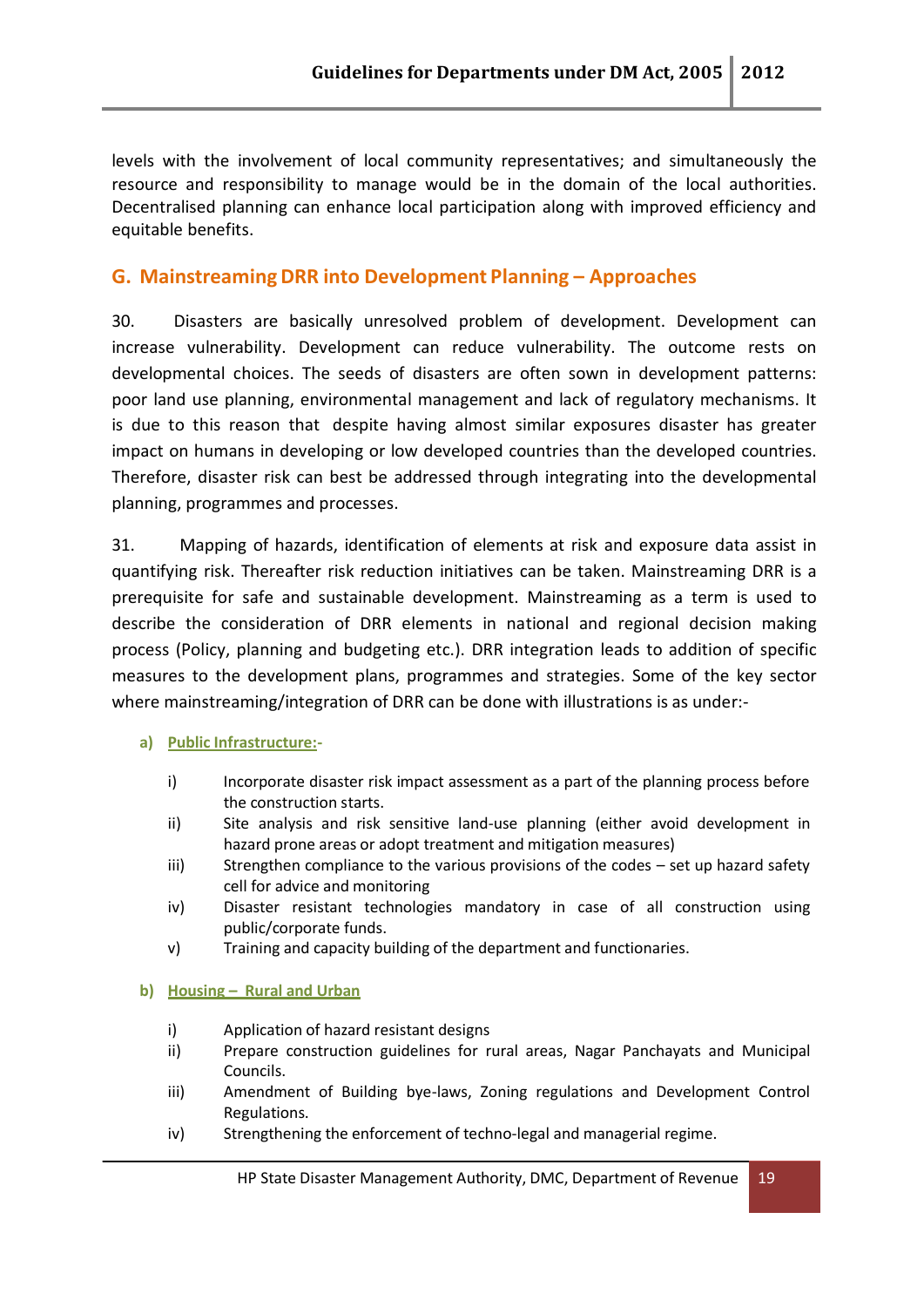levels with the involvement of local community representatives; and simultaneously the resource and responsibility to manage would be in the domain of the local authorities. Decentralised planning can enhance local participation along with improved efficiency and equitable benefits.

## G. Mainstreaming DRR into Development Planning – Approaches

30. Disasters are basically unresolved problem of development. Development can increase vulnerability. Development can reduce vulnerability. The outcome rests on developmental choices. The seeds of disasters are often sown in development patterns: poor land use planning, environmental management and lack of regulatory mechanisms. It is due to this reason that despite having almost similar exposures disaster has greater impact on humans in developing or low developed countries than the developed countries. Therefore, disaster risk can best be addressed through integrating into the developmental planning, programmes and processes.

31. Mapping of hazards, identification of elements at risk and exposure data assist in quantifying risk. Thereafter risk reduction initiatives can be taken. Mainstreaming DRR is a prerequisite for safe and sustainable development. Mainstreaming as a term is used to describe the consideration of DRR elements in national and regional decision making process (Policy, planning and budgeting etc.). DRR integration leads to addition of specific measures to the development plans, programmes and strategies. Some of the key sector where mainstreaming/integration of DRR can be done with illustrations is as under:-

**a) Public Infrastructure:-**

- i) Incorporate disaster risk impact assessment as a part of the planning process before the construction starts.
- ii) Site analysis and risk sensitive land-use planning (either avoid development in hazard prone areas or adopt treatment and mitigation measures)
- iii) Strengthen compliance to the various provisions of the codes – set up hazard safety cell for advice and monitoring
- iv) Disaster resistant technologies mandatory in case of all construction using public/corporate funds.
- v) Training and capacity building of the department and functionaries.

**b) Housing – Rural and Urban**

- i) Application of hazard resistant designs
- ii) Prepare construction guidelines for rural areas, Nagar Panchayats and Municipal Councils.
- iii) Amendment of Building bye-laws, Zoning regulations and Development Control Regulations.
- iv) Strengthening the enforcement of techno-legal and managerial regime.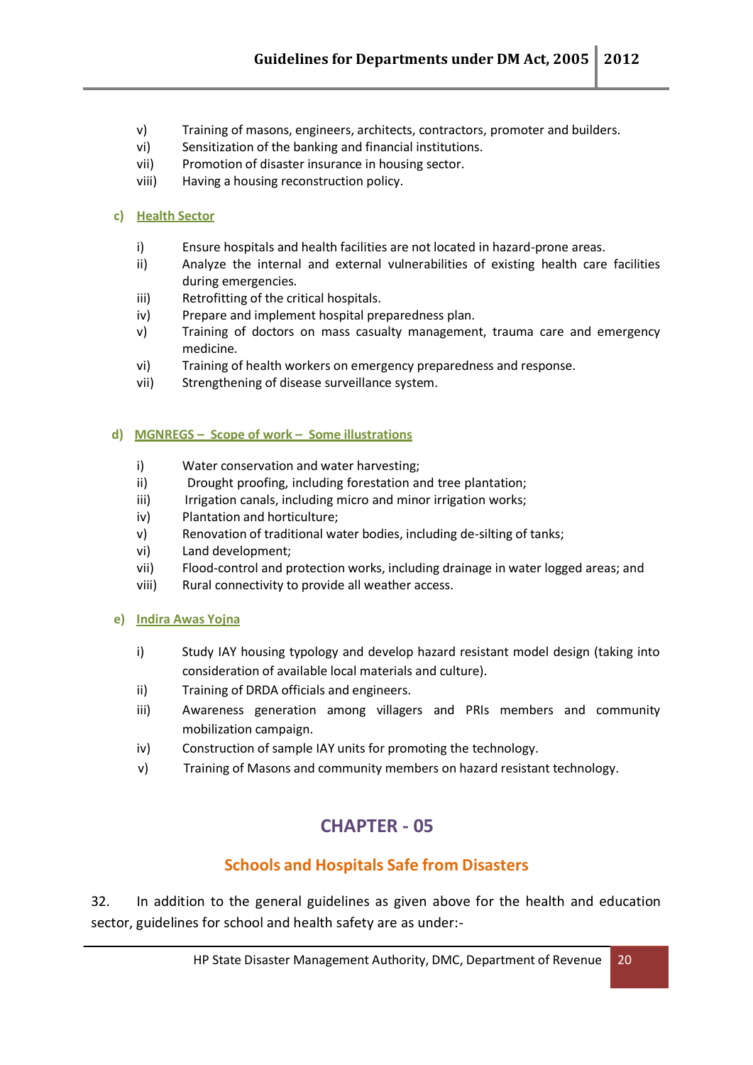v) Training of masons, engineers, architects, contractors, promoter and builders.
vi) Sensitization of the banking and financial institutions.
vii) Promotion of disaster insurance in housing sector.
viii) Having a housing reconstruction policy.

**c) Health Sector**

i) Ensure hospitals and health facilities are not located in hazard-prone areas.
ii) Analyze the internal and external vulnerabilities of existing health care facilities during emergencies.
iii) Retrofitting of the critical hospitals.
iv) Prepare and implement hospital preparedness plan.
v) Training of doctors on mass casualty management, trauma care and emergency medicine.
vi) Training of health workers on emergency preparedness and response.
vii) Strengthening of disease surveillance system.

**d) MGNREGS – Scope of work – Some illustrations**

i) Water conservation and water harvesting;
ii) Drought proofing, including forestation and tree plantation;
iii) Irrigation canals, including micro and minor irrigation works;
iv) Plantation and horticulture;
v) Renovation of traditional water bodies, including de-silting of tanks;
vi) Land development;
vii) Flood-control and protection works, including drainage in water logged areas; and
viii) Rural connectivity to provide all weather access.

**e) Indira Awas Yojna**

i) Study IAY housing typology and develop hazard resistant model design (taking into consideration of available local materials and culture).
ii) Training of DRDA officials and engineers.
iii) Awareness generation among villagers and PRIs members and community mobilization campaign.
iv) Construction of sample IAY units for promoting the technology.
v) Training of Masons and community members on hazard resistant technology.

# CHAPTER - 05

## Schools and Hospitals Safe from Disasters

32. In addition to the general guidelines as given above for the health and education sector, guidelines for school and health safety are as under:-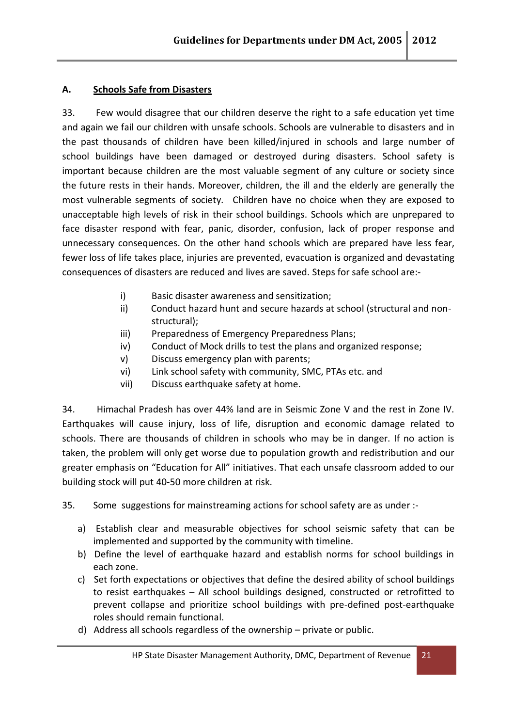## A. Schools Safe from Disasters

33. Few would disagree that our children deserve the right to a safe education yet time and again we fail our children with unsafe schools. Schools are vulnerable to disasters and in the past thousands of children have been killed/injured in schools and large number of school buildings have been damaged or destroyed during disasters. School safety is important because children are the most valuable segment of any culture or society since the future rests in their hands. Moreover, children, the ill and the elderly are generally the most vulnerable segments of society. Children have no choice when they are exposed to unacceptable high levels of risk in their school buildings. Schools which are unprepared to face disaster respond with fear, panic, disorder, confusion, lack of proper response and unnecessary consequences. On the other hand schools which are prepared have less fear, fewer loss of life takes place, injuries are prevented, evacuation is organized and devastating consequences of disasters are reduced and lives are saved. Steps for safe school are:-

- i) Basic disaster awareness and sensitization;
- ii) Conduct hazard hunt and secure hazards at school (structural and non-structural);
- iii) Preparedness of Emergency Preparedness Plans;
- iv) Conduct of Mock drills to test the plans and organized response;
- v) Discuss emergency plan with parents;
- vi) Link school safety with community, SMC, PTAs etc. and
- vii) Discuss earthquake safety at home.

34. Himachal Pradesh has over 44% land are in Seismic Zone V and the rest in Zone IV. Earthquakes will cause injury, loss of life, disruption and economic damage related to schools. There are thousands of children in schools who may be in danger. If no action is taken, the problem will only get worse due to population growth and redistribution and our greater emphasis on "Education for All" initiatives. That each unsafe classroom added to our building stock will put 40-50 more children at risk.

35. Some suggestions for mainstreaming actions for school safety are as under :-

a) Establish clear and measurable objectives for school seismic safety that can be implemented and supported by the community with timeline.
b) Define the level of earthquake hazard and establish norms for school buildings in each zone.
c) Set forth expectations or objectives that define the desired ability of school buildings to resist earthquakes – All school buildings designed, constructed or retrofitted to prevent collapse and prioritize school buildings with pre-defined post-earthquake roles should remain functional.
d) Address all schools regardless of the ownership – private or public.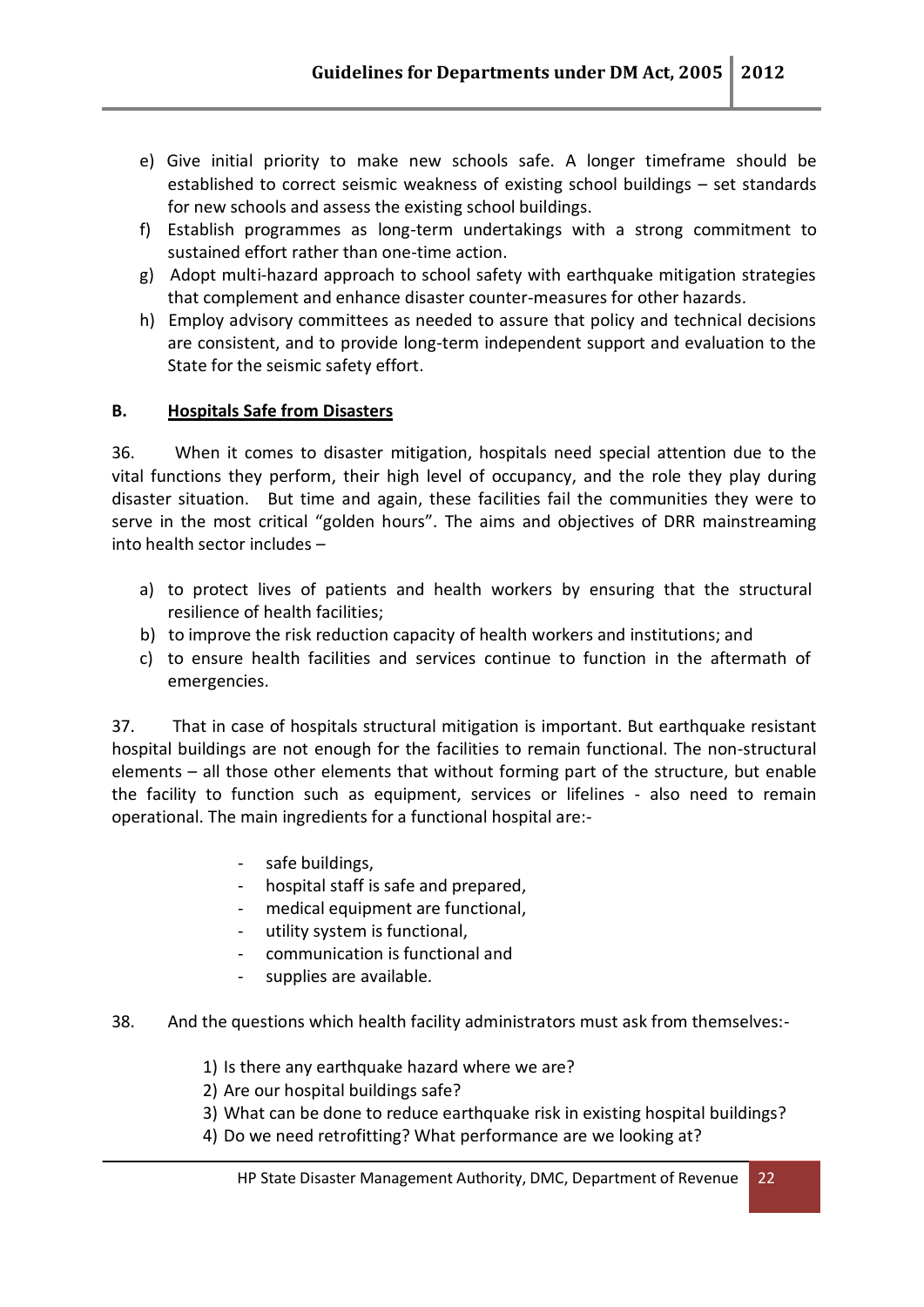e) Give initial priority to make new schools safe. A longer timeframe should be established to correct seismic weakness of existing school buildings – set standards for new schools and assess the existing school buildings.
f) Establish programmes as long-term undertakings with a strong commitment to sustained effort rather than one-time action.
g) Adopt multi-hazard approach to school safety with earthquake mitigation strategies that complement and enhance disaster counter-measures for other hazards.
h) Employ advisory committees as needed to assure that policy and technical decisions are consistent, and to provide long-term independent support and evaluation to the State for the seismic safety effort.

### B. <u>Hospitals Safe from Disasters</u>

36. When it comes to disaster mitigation, hospitals need special attention due to the vital functions they perform, their high level of occupancy, and the role they play during disaster situation. But time and again, these facilities fail the communities they were to serve in the most critical "golden hours". The aims and objectives of DRR mainstreaming into health sector includes –

a) to protect lives of patients and health workers by ensuring that the structural resilience of health facilities;
b) to improve the risk reduction capacity of health workers and institutions; and
c) to ensure health facilities and services continue to function in the aftermath of emergencies.

37. That in case of hospitals structural mitigation is important. But earthquake resistant hospital buildings are not enough for the facilities to remain functional. The non-structural elements – all those other elements that without forming part of the structure, but enable the facility to function such as equipment, services or lifelines - also need to remain operational. The main ingredients for a functional hospital are:-

- safe buildings,
- hospital staff is safe and prepared,
- medical equipment are functional,
- utility system is functional,
- communication is functional and
- supplies are available.

38. And the questions which health facility administrators must ask from themselves:-

1) Is there any earthquake hazard where we are?
2) Are our hospital buildings safe?
3) What can be done to reduce earthquake risk in existing hospital buildings?
4) Do we need retrofitting? What performance are we looking at?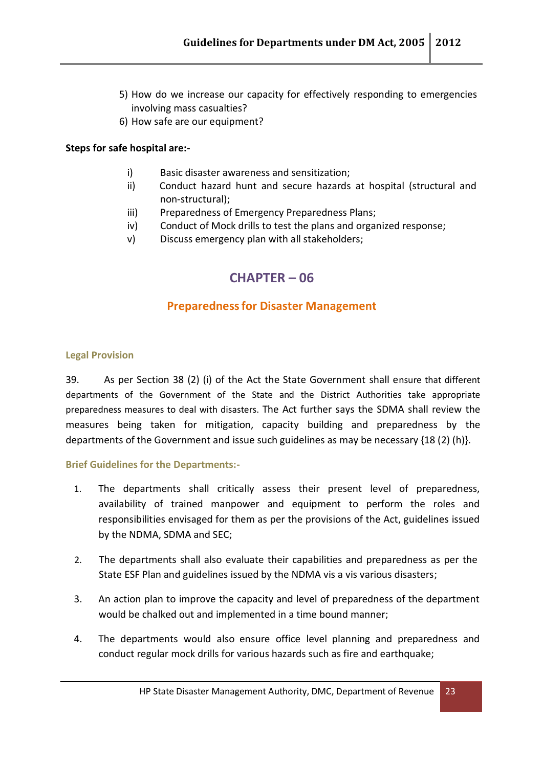5) How do we increase our capacity for effectively responding to emergencies involving mass casualties?
6) How safe are our equipment?

**Steps for safe hospital are:-**

i) Basic disaster awareness and sensitization;
ii) Conduct hazard hunt and secure hazards at hospital (structural and non-structural);
iii) Preparedness of Emergency Preparedness Plans;
iv) Conduct of Mock drills to test the plans and organized response;
v) Discuss emergency plan with all stakeholders;

# CHAPTER – 06

## Preparedness for Disaster Management

### Legal Provision

39. As per Section 38 (2) (i) of the Act the State Government shall ensure that different departments of the Government of the State and the District Authorities take appropriate preparedness measures to deal with disasters. The Act further says the SDMA shall review the measures being taken for mitigation, capacity building and preparedness by the departments of the Government and issue such guidelines as may be necessary {18 (2) (h)}.

### Brief Guidelines for the Departments:-

1. The departments shall critically assess their present level of preparedness, availability of trained manpower and equipment to perform the roles and responsibilities envisaged for them as per the provisions of the Act, guidelines issued by the NDMA, SDMA and SEC;

2. The departments shall also evaluate their capabilities and preparedness as per the State ESF Plan and guidelines issued by the NDMA vis a vis various disasters;

3. An action plan to improve the capacity and level of preparedness of the department would be chalked out and implemented in a time bound manner;

4. The departments would also ensure office level planning and preparedness and conduct regular mock drills for various hazards such as fire and earthquake;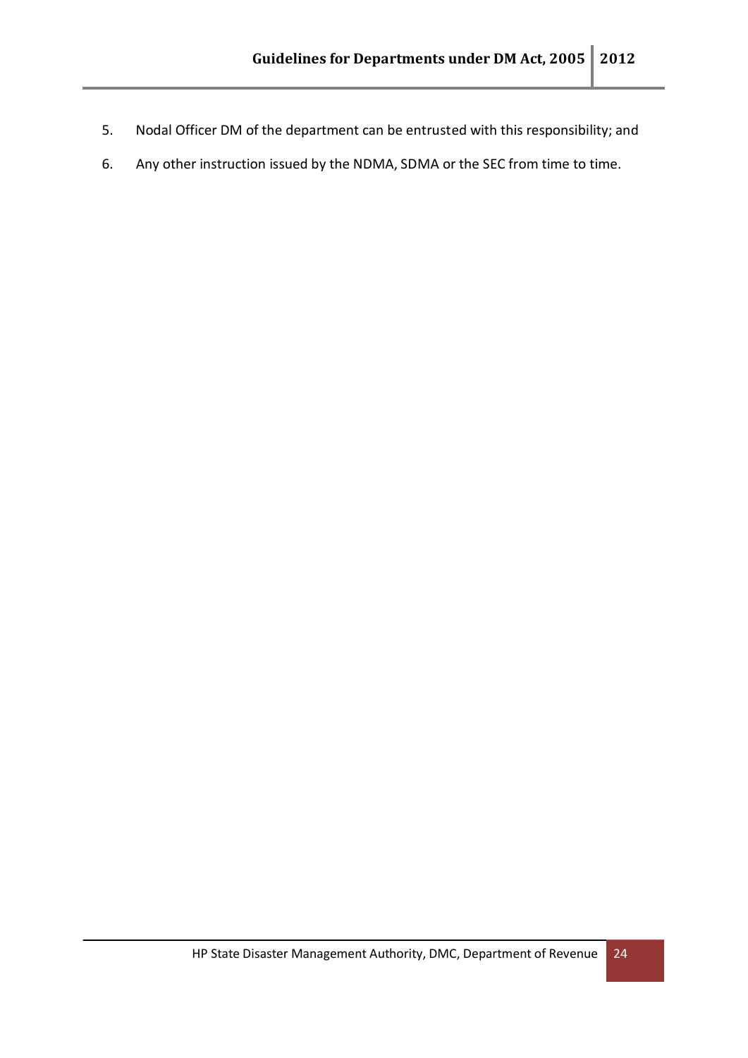5. Nodal Officer DM of the department can be entrusted with this responsibility; and
6. Any other instruction issued by the NDMA, SDMA or the SEC from time to time.